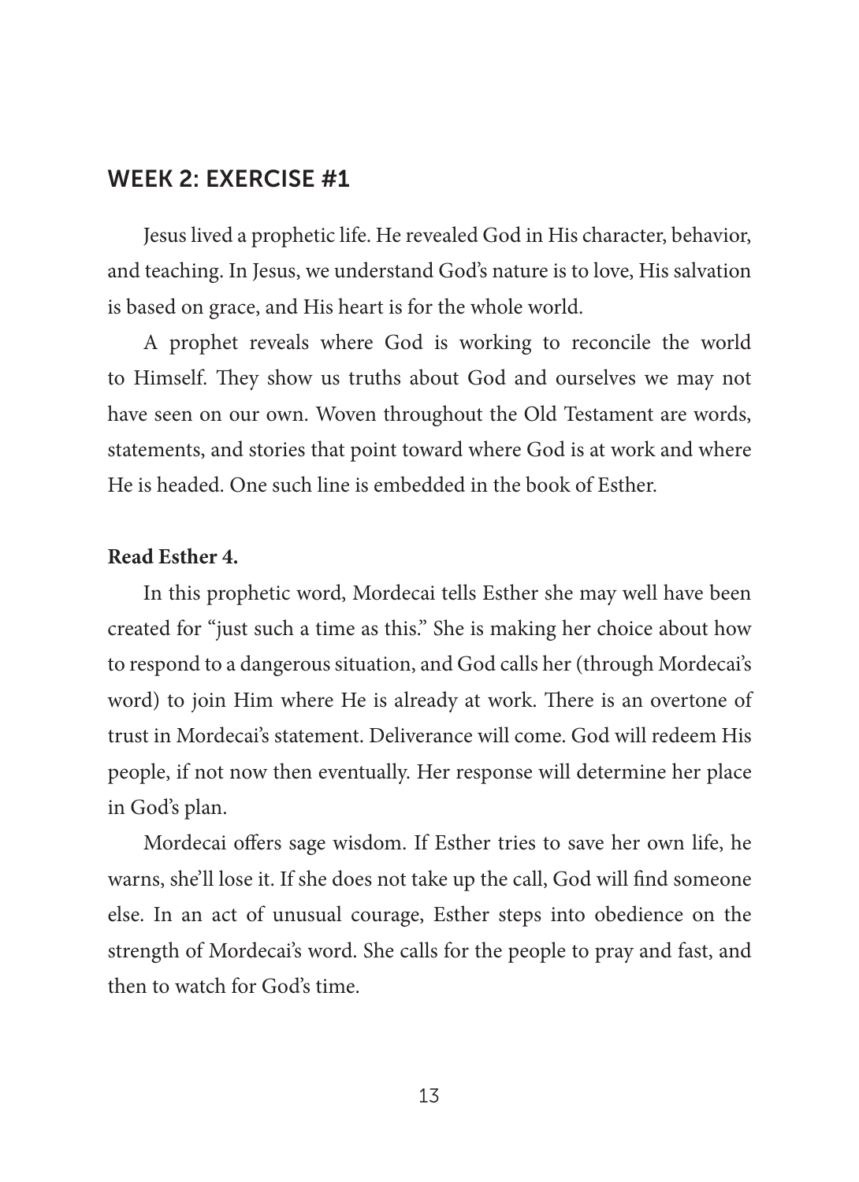## WEEK 2: EXERCISE #1

Jesus lived a prophetic life. He revealed God in His character, behavior, and teaching. In Jesus, we understand God's nature is to love, His salvation is based on grace, and His heart is for the whole world.

A prophet reveals where God is working to reconcile the world to Himself. They show us truths about God and ourselves we may not have seen on our own. Woven throughout the Old Testament are words, statements, and stories that point toward where God is at work and where He is headed. One such line is embedded in the book of Esther.

**Read Esther 4.**

In this prophetic word, Mordecai tells Esther she may well have been created for "just such a time as this." She is making her choice about how to respond to a dangerous situation, and God calls her (through Mordecai's word) to join Him where He is already at work. There is an overtone of trust in Mordecai's statement. Deliverance will come. God will redeem His people, if not now then eventually. Her response will determine her place in God's plan.

Mordecai offers sage wisdom. If Esther tries to save her own life, he warns, she'll lose it. If she does not take up the call, God will find someone else. In an act of unusual courage, Esther steps into obedience on the strength of Mordecai's word. She calls for the people to pray and fast, and then to watch for God's time.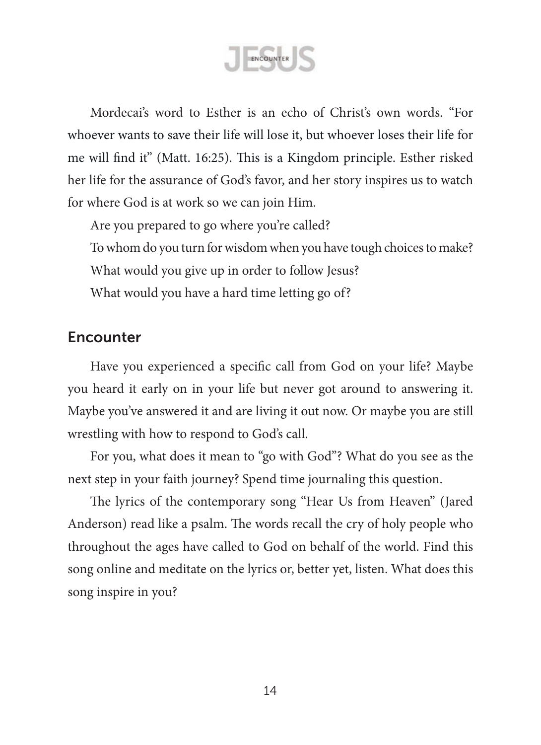Mordecai's word to Esther is an echo of Christ's own words. "For whoever wants to save their life will lose it, but whoever loses their life for me will find it" (Matt. 16:25). This is a Kingdom principle. Esther risked her life for the assurance of God's favor, and her story inspires us to watch for where God is at work so we can join Him.

Are you prepared to go where you're called?

To whom do you turn for wisdom when you have tough choices to make?

What would you give up in order to follow Jesus?

What would you have a hard time letting go of?

## Encounter

Have you experienced a specific call from God on your life? Maybe you heard it early on in your life but never got around to answering it. Maybe you've answered it and are living it out now. Or maybe you are still wrestling with how to respond to God's call.

For you, what does it mean to "go with God"? What do you see as the next step in your faith journey? Spend time journaling this question.

The lyrics of the contemporary song "Hear Us from Heaven" (Jared Anderson) read like a psalm. The words recall the cry of holy people who throughout the ages have called to God on behalf of the world. Find this song online and meditate on the lyrics or, better yet, listen. What does this song inspire in you?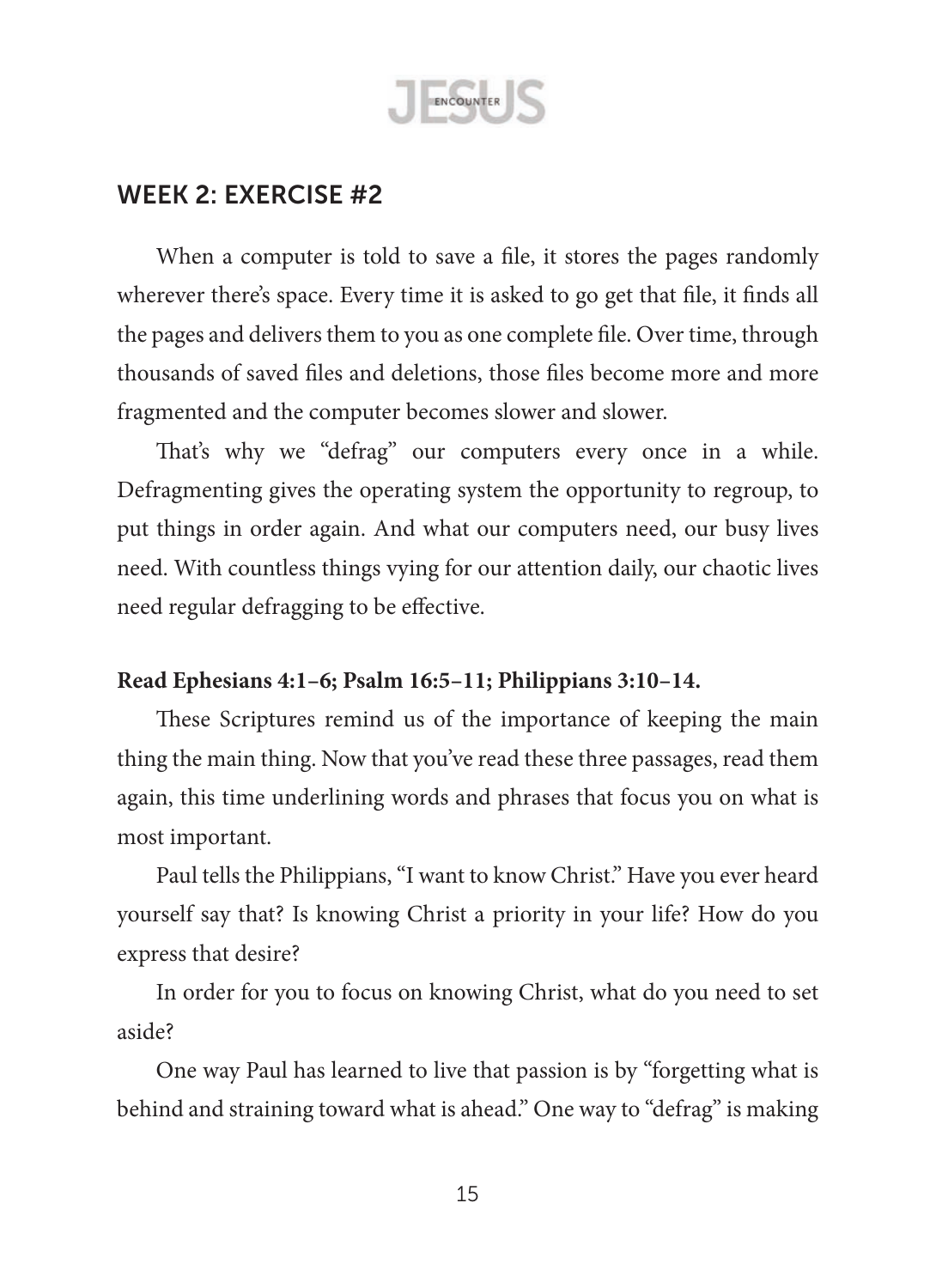## WEEK 2: EXERCISE #2

When a computer is told to save a file, it stores the pages randomly wherever there's space. Every time it is asked to go get that file, it finds all the pages and delivers them to you as one complete file. Over time, through thousands of saved files and deletions, those files become more and more fragmented and the computer becomes slower and slower.

That's why we "defrag" our computers every once in a while. Defragmenting gives the operating system the opportunity to regroup, to put things in order again. And what our computers need, our busy lives need. With countless things vying for our attention daily, our chaotic lives need regular defragging to be effective.

**Read Ephesians 4:1–6; Psalm 16:5–11; Philippians 3:10–14.**

These Scriptures remind us of the importance of keeping the main thing the main thing. Now that you've read these three passages, read them again, this time underlining words and phrases that focus you on what is most important.

Paul tells the Philippians, "I want to know Christ." Have you ever heard yourself say that? Is knowing Christ a priority in your life? How do you express that desire?

In order for you to focus on knowing Christ, what do you need to set aside?

One way Paul has learned to live that passion is by "forgetting what is behind and straining toward what is ahead." One way to "defrag" is making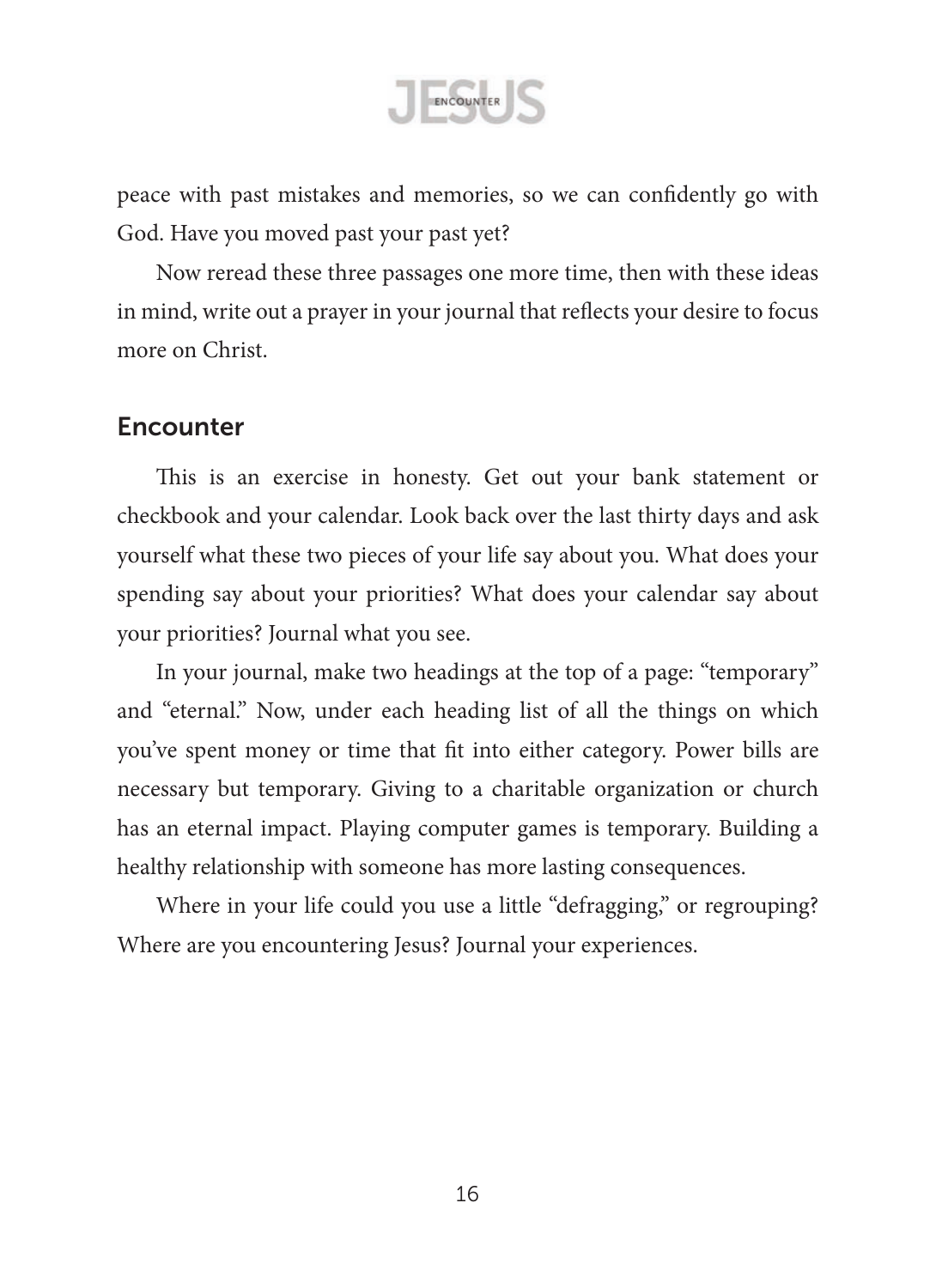peace with past mistakes and memories, so we can confidently go with God. Have you moved past your past yet?

Now reread these three passages one more time, then with these ideas in mind, write out a prayer in your journal that reflects your desire to focus more on Christ.

## Encounter

This is an exercise in honesty. Get out your bank statement or checkbook and your calendar. Look back over the last thirty days and ask yourself what these two pieces of your life say about you. What does your spending say about your priorities? What does your calendar say about your priorities? Journal what you see.

In your journal, make two headings at the top of a page: "temporary" and "eternal." Now, under each heading list of all the things on which you've spent money or time that fit into either category. Power bills are necessary but temporary. Giving to a charitable organization or church has an eternal impact. Playing computer games is temporary. Building a healthy relationship with someone has more lasting consequences.

Where in your life could you use a little "defragging," or regrouping? Where are you encountering Jesus? Journal your experiences.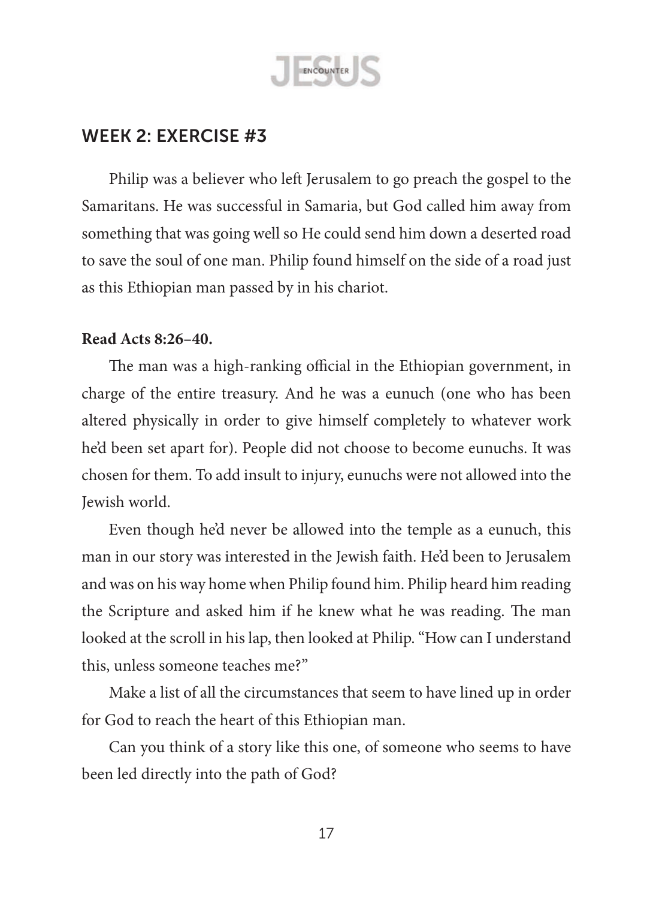## WEEK 2: EXERCISE #3

Philip was a believer who left Jerusalem to go preach the gospel to the Samaritans. He was successful in Samaria, but God called him away from something that was going well so He could send him down a deserted road to save the soul of one man. Philip found himself on the side of a road just as this Ethiopian man passed by in his chariot.

**Read Acts 8:26–40.**

The man was a high-ranking official in the Ethiopian government, in charge of the entire treasury. And he was a eunuch (one who has been altered physically in order to give himself completely to whatever work he'd been set apart for). People did not choose to become eunuchs. It was chosen for them. To add insult to injury, eunuchs were not allowed into the Jewish world.

Even though he'd never be allowed into the temple as a eunuch, this man in our story was interested in the Jewish faith. He'd been to Jerusalem and was on his way home when Philip found him. Philip heard him reading the Scripture and asked him if he knew what he was reading. The man looked at the scroll in his lap, then looked at Philip. "How can I understand this, unless someone teaches me?"

Make a list of all the circumstances that seem to have lined up in order for God to reach the heart of this Ethiopian man.

Can you think of a story like this one, of someone who seems to have been led directly into the path of God?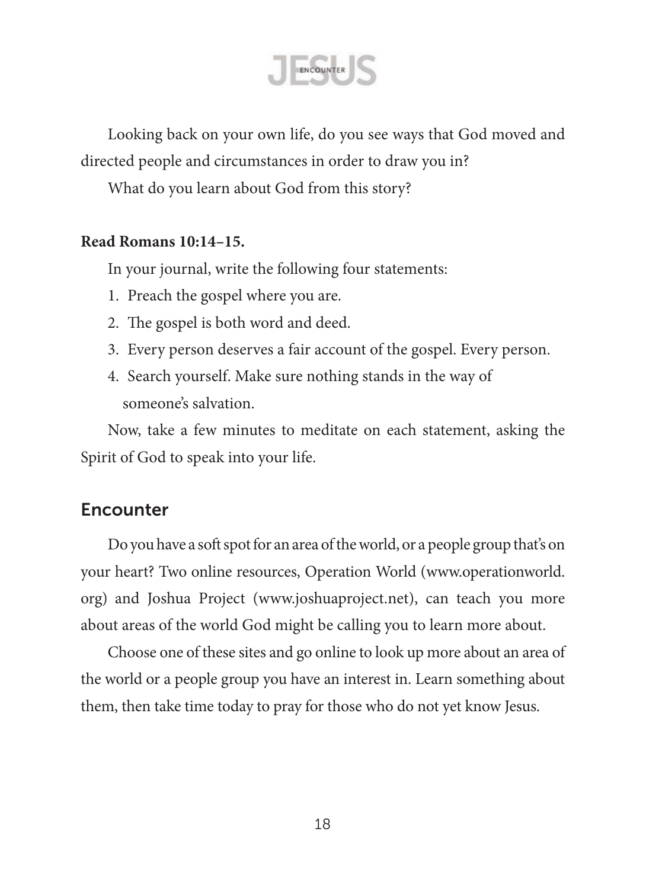Looking back on your own life, do you see ways that God moved and directed people and circumstances in order to draw you in?

What do you learn about God from this story?

**Read Romans 10:14–15.**

In your journal, write the following four statements:

1. Preach the gospel where you are.
2. The gospel is both word and deed.
3. Every person deserves a fair account of the gospel. Every person.
4. Search yourself. Make sure nothing stands in the way of someone's salvation.

Now, take a few minutes to meditate on each statement, asking the Spirit of God to speak into your life.

## Encounter

Do you have a soft spot for an area of the world, or a people group that's on your heart? Two online resources, Operation World (www.operationworld.org) and Joshua Project (www.joshuaproject.net), can teach you more about areas of the world God might be calling you to learn more about.

Choose one of these sites and go online to look up more about an area of the world or a people group you have an interest in. Learn something about them, then take time today to pray for those who do not yet know Jesus.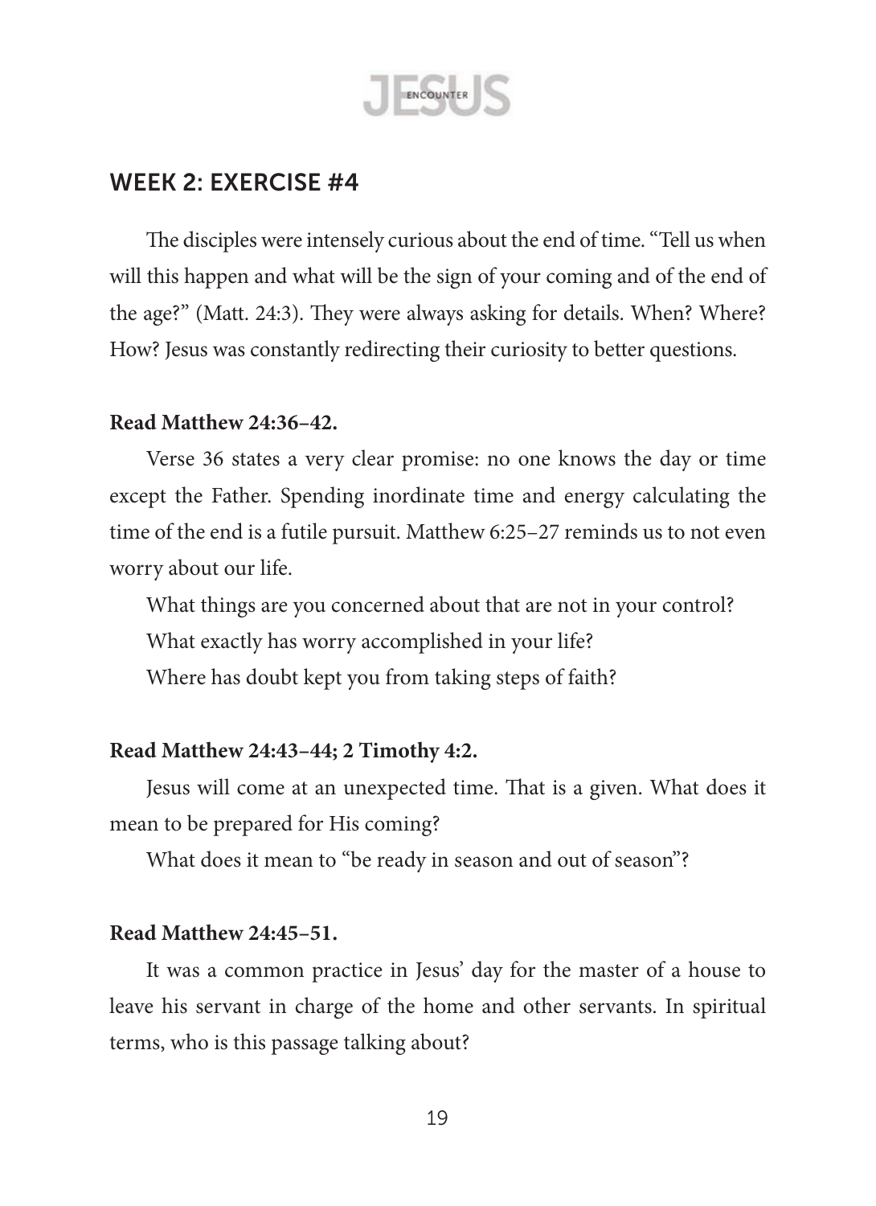## WEEK 2: EXERCISE #4

The disciples were intensely curious about the end of time. "Tell us when will this happen and what will be the sign of your coming and of the end of the age?" (Matt. 24:3). They were always asking for details. When? Where? How? Jesus was constantly redirecting their curiosity to better questions.

**Read Matthew 24:36–42.**

Verse 36 states a very clear promise: no one knows the day or time except the Father. Spending inordinate time and energy calculating the time of the end is a futile pursuit. Matthew 6:25–27 reminds us to not even worry about our life.

What things are you concerned about that are not in your control?

What exactly has worry accomplished in your life?

Where has doubt kept you from taking steps of faith?

**Read Matthew 24:43–44; 2 Timothy 4:2.**

Jesus will come at an unexpected time. That is a given. What does it mean to be prepared for His coming?

What does it mean to "be ready in season and out of season"?

**Read Matthew 24:45–51.**

It was a common practice in Jesus' day for the master of a house to leave his servant in charge of the home and other servants. In spiritual terms, who is this passage talking about?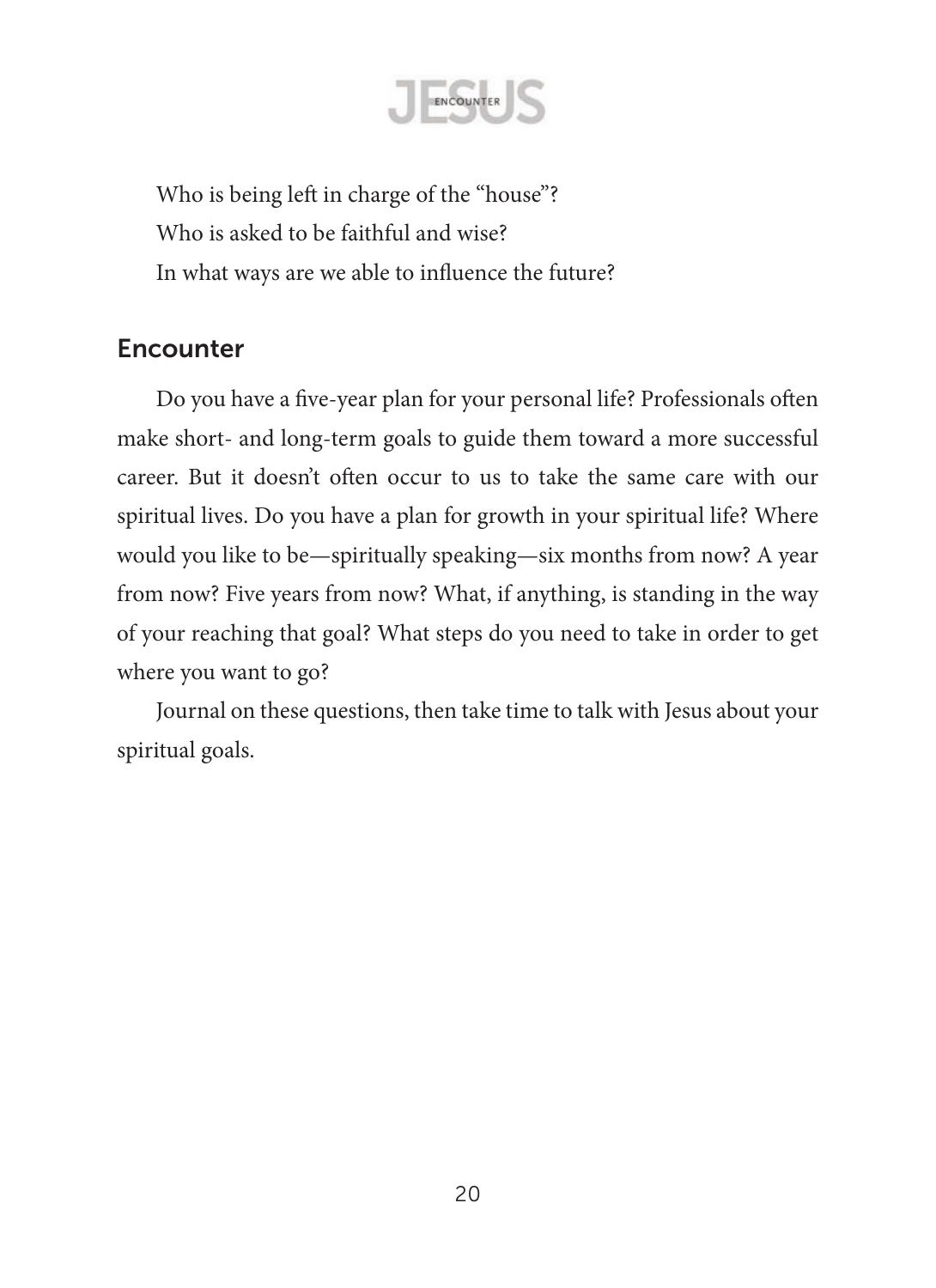Who is being left in charge of the "house"?

Who is asked to be faithful and wise?

In what ways are we able to influence the future?

## Encounter

Do you have a five-year plan for your personal life? Professionals often make short- and long-term goals to guide them toward a more successful career. But it doesn't often occur to us to take the same care with our spiritual lives. Do you have a plan for growth in your spiritual life? Where would you like to be—spiritually speaking—six months from now? A year from now? Five years from now? What, if anything, is standing in the way of your reaching that goal? What steps do you need to take in order to get where you want to go?

Journal on these questions, then take time to talk with Jesus about your spiritual goals.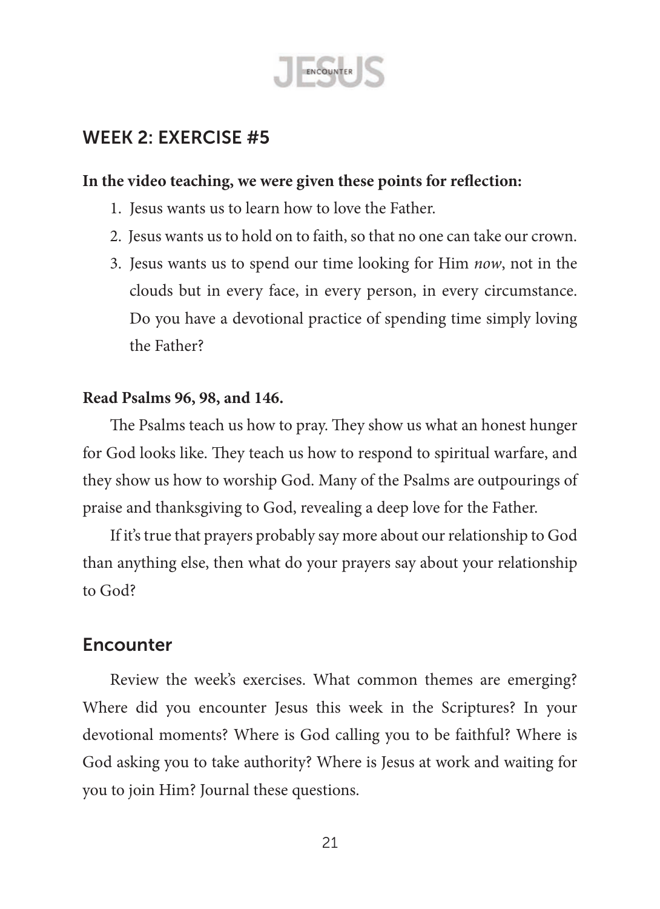## WEEK 2: EXERCISE #5

**In the video teaching, we were given these points for reflection:**

1. Jesus wants us to learn how to love the Father.
2. Jesus wants us to hold on to faith, so that no one can take our crown.
3. Jesus wants us to spend our time looking for Him *now*, not in the clouds but in every face, in every person, in every circumstance. Do you have a devotional practice of spending time simply loving the Father?

**Read Psalms 96, 98, and 146.**

The Psalms teach us how to pray. They show us what an honest hunger for God looks like. They teach us how to respond to spiritual warfare, and they show us how to worship God. Many of the Psalms are outpourings of praise and thanksgiving to God, revealing a deep love for the Father.

If it's true that prayers probably say more about our relationship to God than anything else, then what do your prayers say about your relationship to God?

### Encounter

Review the week's exercises. What common themes are emerging? Where did you encounter Jesus this week in the Scriptures? In your devotional moments? Where is God calling you to be faithful? Where is God asking you to take authority? Where is Jesus at work and waiting for you to join Him? Journal these questions.